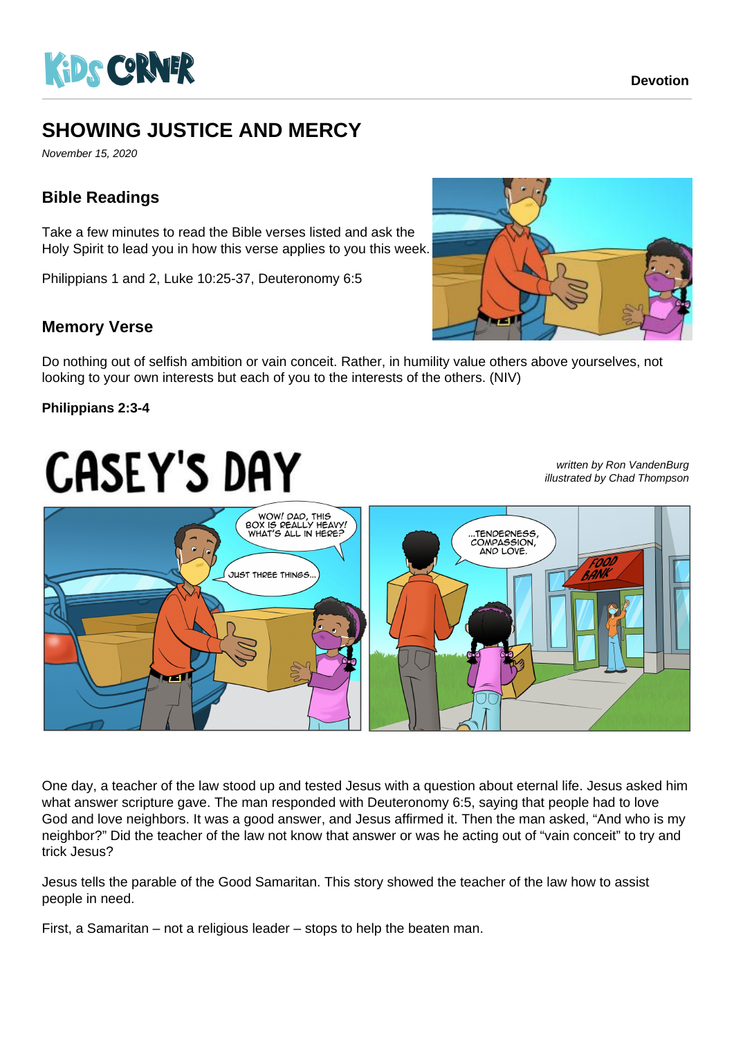# SHOWING JUSTICE AND MERCY

*November 15, 2020*

## Bible Readings

Take a few minutes to read the Bible verses listed and ask the Holy Spirit to lead you in how this verse applies to you this week.

Philippians 1 and 2, Luke 10:25-37, Deuteronomy 6:5

## Memory Verse

Do nothing out of selfish ambition or vain conceit. Rather, in humility value others above yourselves, not looking to your own interests but each of you to the interests of the others. (NIV)

**Philippians 2:3-4**

# CASEY'S DAY

*written by Ron VandenBurg*
*illustrated by Chad Thompson*

One day, a teacher of the law stood up and tested Jesus with a question about eternal life. Jesus asked him what answer scripture gave. The man responded with Deuteronomy 6:5, saying that people had to love God and love neighbors. It was a good answer, and Jesus affirmed it. Then the man asked, "And who is my neighbor?" Did the teacher of the law not know that answer or was he acting out of "vain conceit" to try and trick Jesus?

Jesus tells the parable of the Good Samaritan. This story showed the teacher of the law how to assist people in need.

First, a Samaritan – not a religious leader – stops to help the beaten man.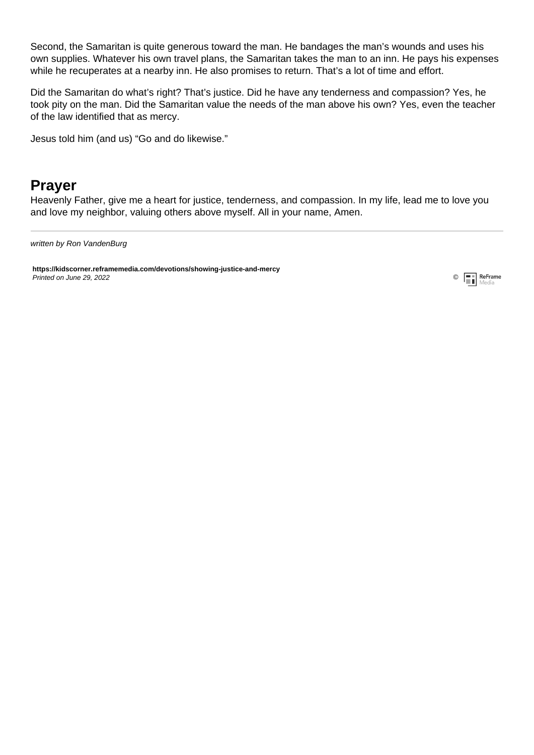Second, the Samaritan is quite generous toward the man. He bandages the man's wounds and uses his own supplies. Whatever his own travel plans, the Samaritan takes the man to an inn. He pays his expenses while he recuperates at a nearby inn. He also promises to return. That's a lot of time and effort.

Did the Samaritan do what's right? That's justice. Did he have any tenderness and compassion? Yes, he took pity on the man. Did the Samaritan value the needs of the man above his own? Yes, even the teacher of the law identified that as mercy.

Jesus told him (and us) "Go and do likewise."

## Prayer

Heavenly Father, give me a heart for justice, tenderness, and compassion. In my life, lead me to love you and love my neighbor, valuing others above myself. All in your name, Amen.

---

*written by Ron VandenBurg*

**https://kidscorner.reframemedia.com/devotions/showing-justice-and-mercy**
*Printed on June 29, 2022*

© ReFrame Media